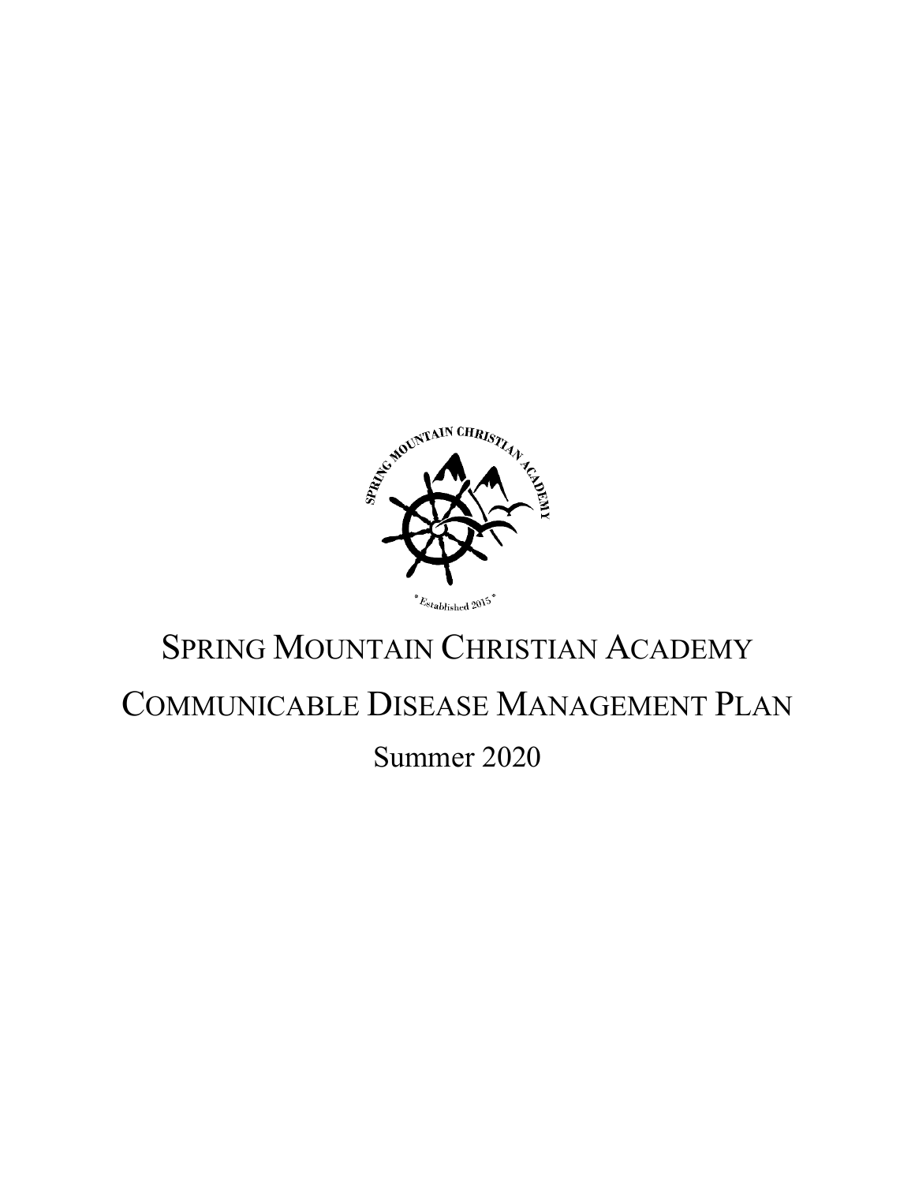# Spring Mountain Christian Academy

# Communicable Disease Management Plan

Summer 2020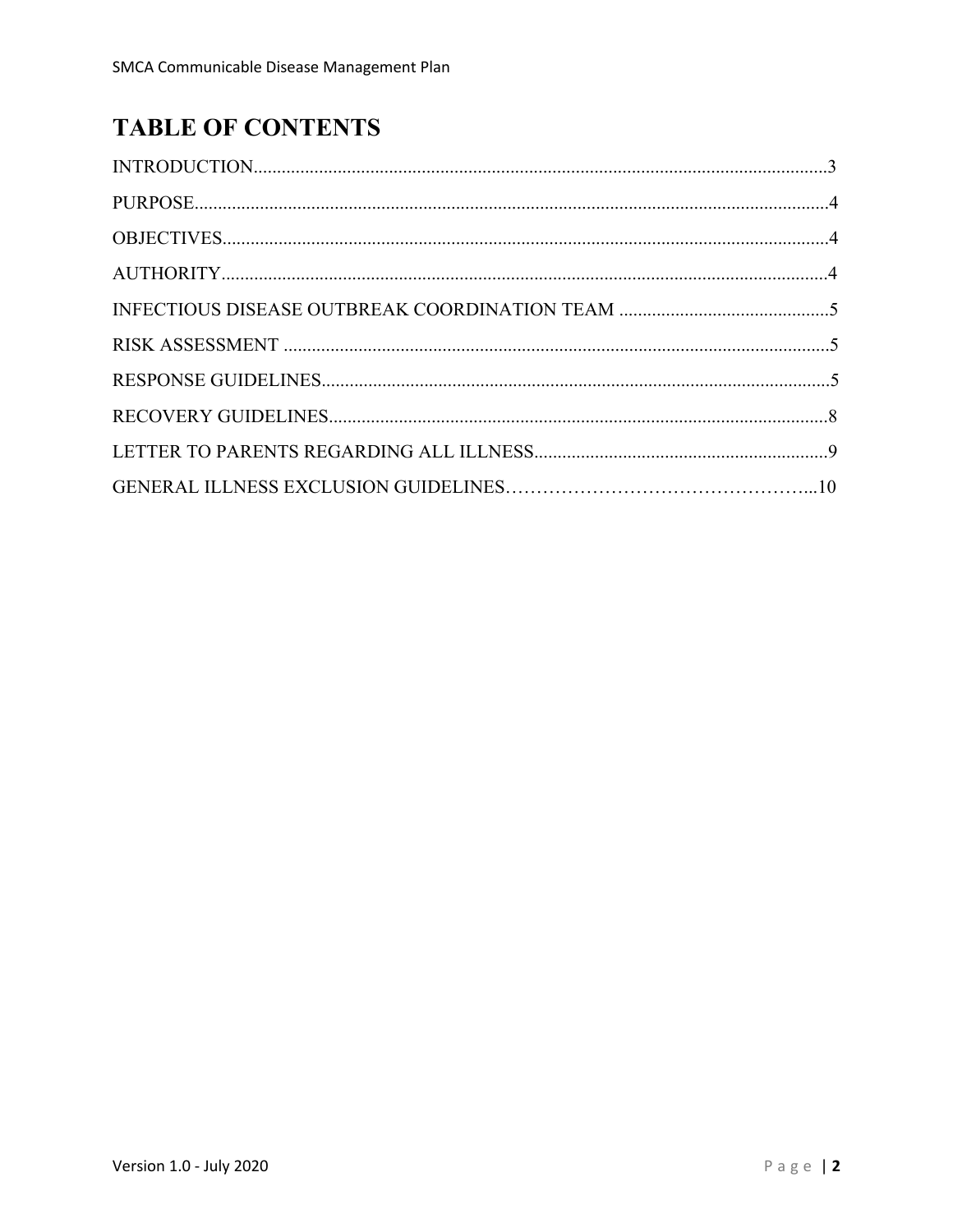# TABLE OF CONTENTS

INTRODUCTION..........................................................................................................................3

PURPOSE.......................................................................................................................................4

OBJECTIVES.................................................................................................................................4

AUTHORITY.................................................................................................................................4

INFECTIOUS DISEASE OUTBREAK COORDINATION TEAM .............................................5

RISK ASSESSMENT ....................................................................................................................5

RESPONSE GUIDELINES............................................................................................................5

RECOVERY GUIDELINES...........................................................................................................8

LETTER TO PARENTS REGARDING ALL ILLNESS...............................................................9

GENERAL ILLNESS EXCLUSION GUIDELINES…………………………………………...10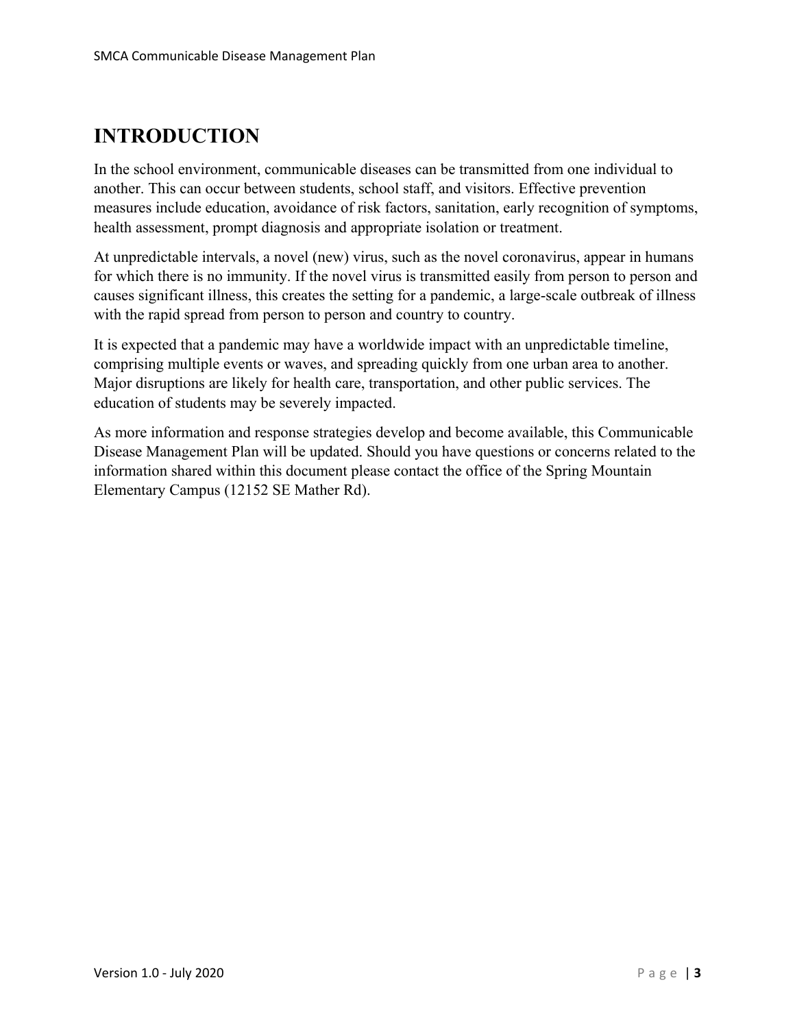# INTRODUCTION

In the school environment, communicable diseases can be transmitted from one individual to another. This can occur between students, school staff, and visitors. Effective prevention measures include education, avoidance of risk factors, sanitation, early recognition of symptoms, health assessment, prompt diagnosis and appropriate isolation or treatment.

At unpredictable intervals, a novel (new) virus, such as the novel coronavirus, appear in humans for which there is no immunity. If the novel virus is transmitted easily from person to person and causes significant illness, this creates the setting for a pandemic, a large-scale outbreak of illness with the rapid spread from person to person and country to country.

It is expected that a pandemic may have a worldwide impact with an unpredictable timeline, comprising multiple events or waves, and spreading quickly from one urban area to another. Major disruptions are likely for health care, transportation, and other public services. The education of students may be severely impacted.

As more information and response strategies develop and become available, this Communicable Disease Management Plan will be updated. Should you have questions or concerns related to the information shared within this document please contact the office of the Spring Mountain Elementary Campus (12152 SE Mather Rd).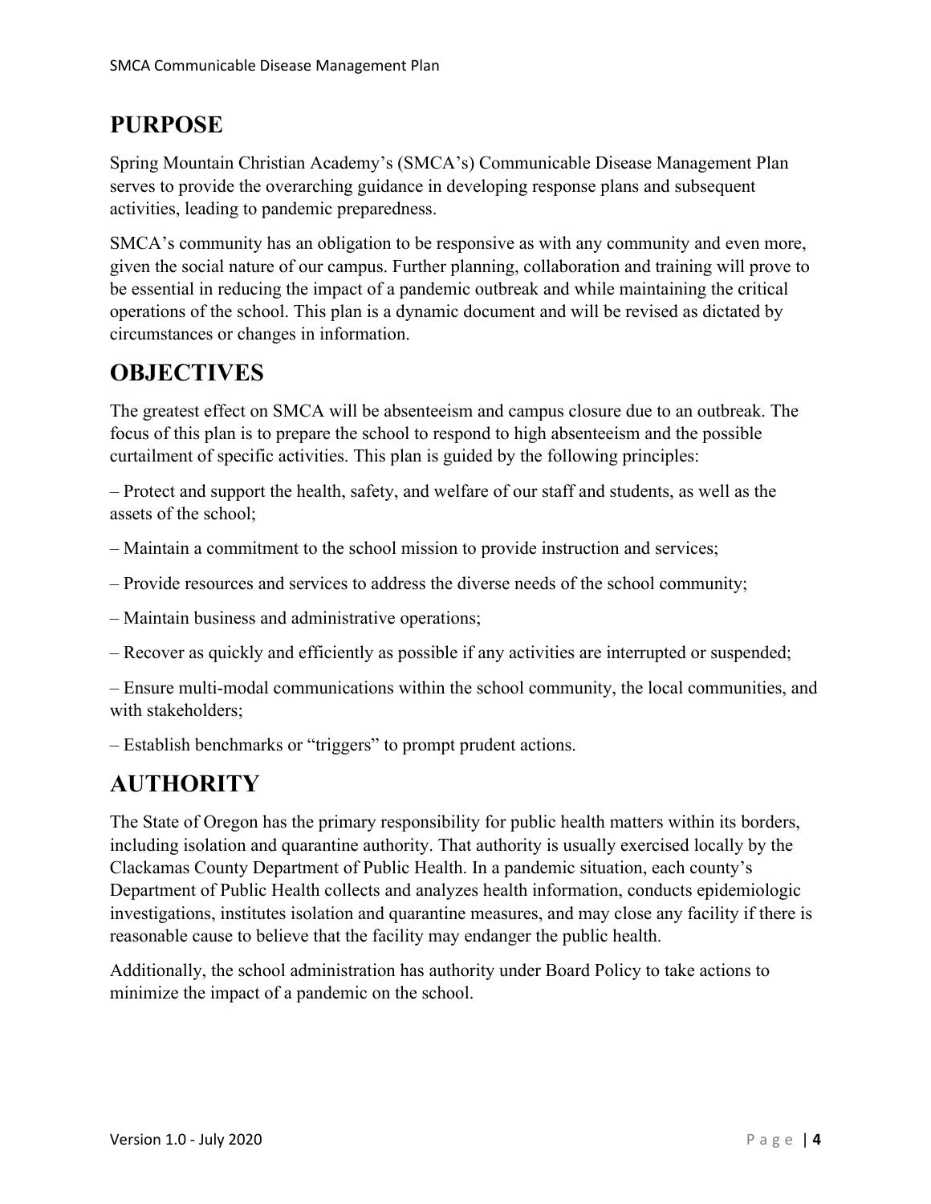# PURPOSE

Spring Mountain Christian Academy's (SMCA's) Communicable Disease Management Plan serves to provide the overarching guidance in developing response plans and subsequent activities, leading to pandemic preparedness.

SMCA's community has an obligation to be responsive as with any community and even more, given the social nature of our campus. Further planning, collaboration and training will prove to be essential in reducing the impact of a pandemic outbreak and while maintaining the critical operations of the school. This plan is a dynamic document and will be revised as dictated by circumstances or changes in information.

# OBJECTIVES

The greatest effect on SMCA will be absenteeism and campus closure due to an outbreak. The focus of this plan is to prepare the school to respond to high absenteeism and the possible curtailment of specific activities. This plan is guided by the following principles:

– Protect and support the health, safety, and welfare of our staff and students, as well as the assets of the school;

– Maintain a commitment to the school mission to provide instruction and services;

– Provide resources and services to address the diverse needs of the school community;

– Maintain business and administrative operations;

– Recover as quickly and efficiently as possible if any activities are interrupted or suspended;

– Ensure multi-modal communications within the school community, the local communities, and with stakeholders;

– Establish benchmarks or "triggers" to prompt prudent actions.

# AUTHORITY

The State of Oregon has the primary responsibility for public health matters within its borders, including isolation and quarantine authority. That authority is usually exercised locally by the Clackamas County Department of Public Health. In a pandemic situation, each county's Department of Public Health collects and analyzes health information, conducts epidemiologic investigations, institutes isolation and quarantine measures, and may close any facility if there is reasonable cause to believe that the facility may endanger the public health.

Additionally, the school administration has authority under Board Policy to take actions to minimize the impact of a pandemic on the school.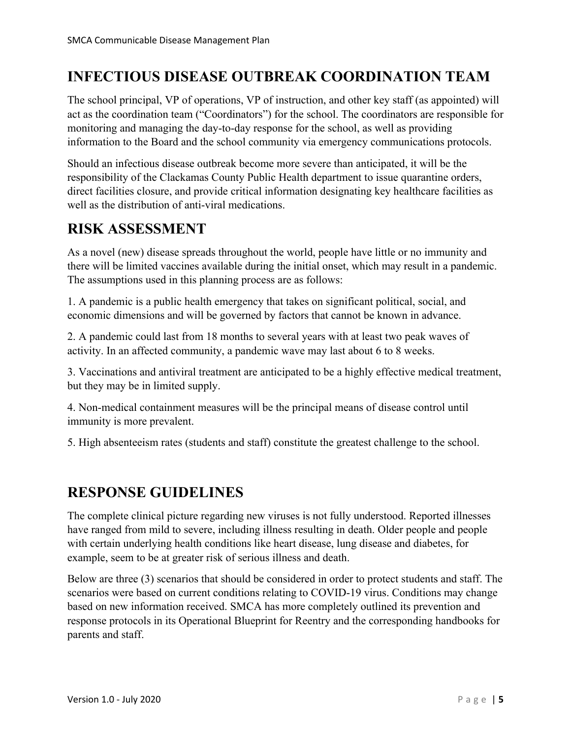## INFECTIOUS DISEASE OUTBREAK COORDINATION TEAM

The school principal, VP of operations, VP of instruction, and other key staff (as appointed) will act as the coordination team ("Coordinators") for the school. The coordinators are responsible for monitoring and managing the day-to-day response for the school, as well as providing information to the Board and the school community via emergency communications protocols.

Should an infectious disease outbreak become more severe than anticipated, it will be the responsibility of the Clackamas County Public Health department to issue quarantine orders, direct facilities closure, and provide critical information designating key healthcare facilities as well as the distribution of anti-viral medications.

## RISK ASSESSMENT

As a novel (new) disease spreads throughout the world, people have little or no immunity and there will be limited vaccines available during the initial onset, which may result in a pandemic. The assumptions used in this planning process are as follows:

1. A pandemic is a public health emergency that takes on significant political, social, and economic dimensions and will be governed by factors that cannot be known in advance.

2. A pandemic could last from 18 months to several years with at least two peak waves of activity. In an affected community, a pandemic wave may last about 6 to 8 weeks.

3. Vaccinations and antiviral treatment are anticipated to be a highly effective medical treatment, but they may be in limited supply.

4. Non-medical containment measures will be the principal means of disease control until immunity is more prevalent.

5. High absenteeism rates (students and staff) constitute the greatest challenge to the school.

## RESPONSE GUIDELINES

The complete clinical picture regarding new viruses is not fully understood. Reported illnesses have ranged from mild to severe, including illness resulting in death. Older people and people with certain underlying health conditions like heart disease, lung disease and diabetes, for example, seem to be at greater risk of serious illness and death.

Below are three (3) scenarios that should be considered in order to protect students and staff. The scenarios were based on current conditions relating to COVID-19 virus. Conditions may change based on new information received. SMCA has more completely outlined its prevention and response protocols in its Operational Blueprint for Reentry and the corresponding handbooks for parents and staff.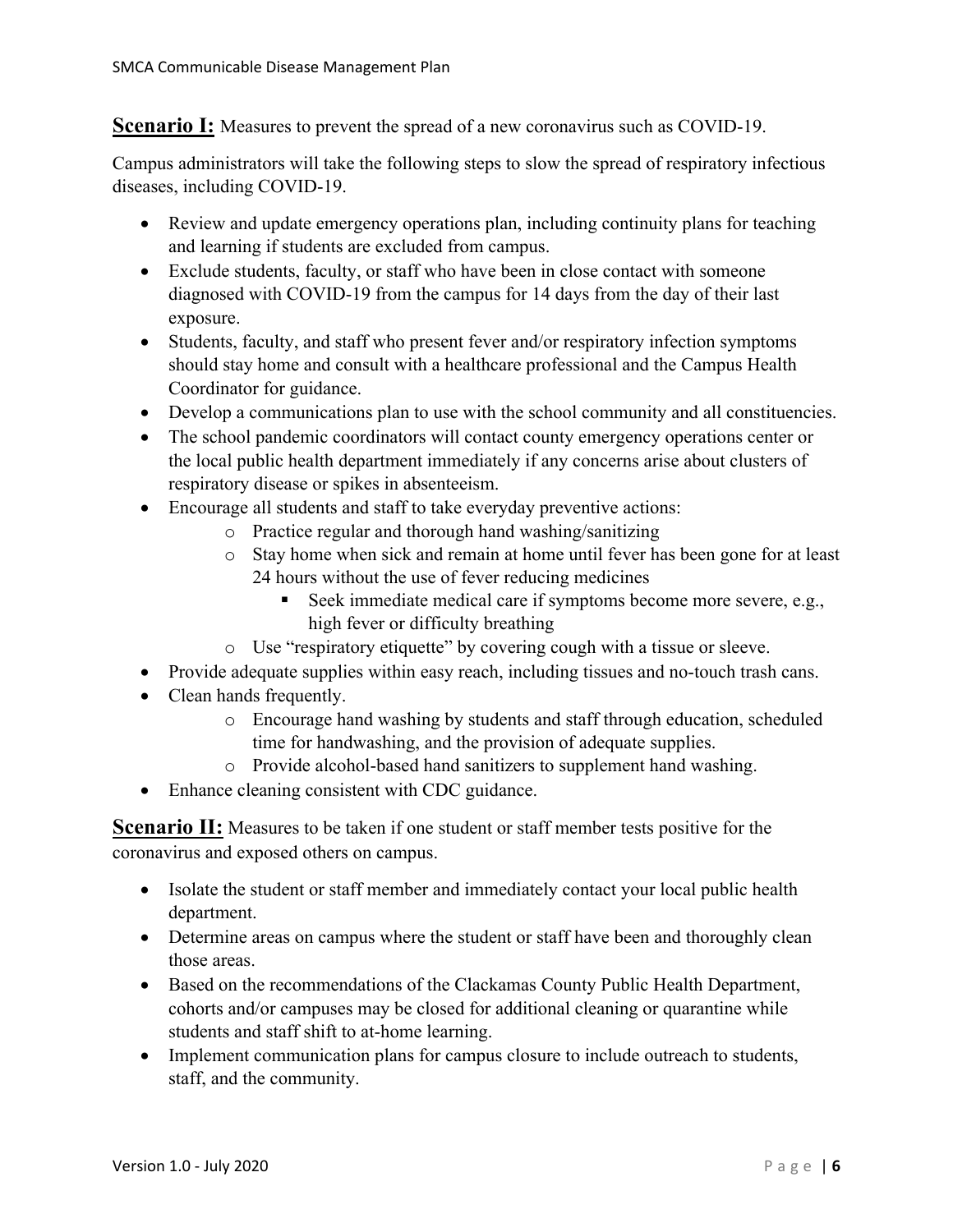**Scenario I:** Measures to prevent the spread of a new coronavirus such as COVID-19.

Campus administrators will take the following steps to slow the spread of respiratory infectious diseases, including COVID-19.

- Review and update emergency operations plan, including continuity plans for teaching and learning if students are excluded from campus.
- Exclude students, faculty, or staff who have been in close contact with someone diagnosed with COVID-19 from the campus for 14 days from the day of their last exposure.
- Students, faculty, and staff who present fever and/or respiratory infection symptoms should stay home and consult with a healthcare professional and the Campus Health Coordinator for guidance.
- Develop a communications plan to use with the school community and all constituencies.
- The school pandemic coordinators will contact county emergency operations center or the local public health department immediately if any concerns arise about clusters of respiratory disease or spikes in absenteeism.
- Encourage all students and staff to take everyday preventive actions:
  - Practice regular and thorough hand washing/sanitizing
  - Stay home when sick and remain at home until fever has been gone for at least 24 hours without the use of fever reducing medicines
    - Seek immediate medical care if symptoms become more severe, e.g., high fever or difficulty breathing
  - Use "respiratory etiquette" by covering cough with a tissue or sleeve.
- Provide adequate supplies within easy reach, including tissues and no-touch trash cans.
- Clean hands frequently.
  - Encourage hand washing by students and staff through education, scheduled time for handwashing, and the provision of adequate supplies.
  - Provide alcohol-based hand sanitizers to supplement hand washing.
- Enhance cleaning consistent with CDC guidance.

**Scenario II:** Measures to be taken if one student or staff member tests positive for the coronavirus and exposed others on campus.

- Isolate the student or staff member and immediately contact your local public health department.
- Determine areas on campus where the student or staff have been and thoroughly clean those areas.
- Based on the recommendations of the Clackamas County Public Health Department, cohorts and/or campuses may be closed for additional cleaning or quarantine while students and staff shift to at-home learning.
- Implement communication plans for campus closure to include outreach to students, staff, and the community.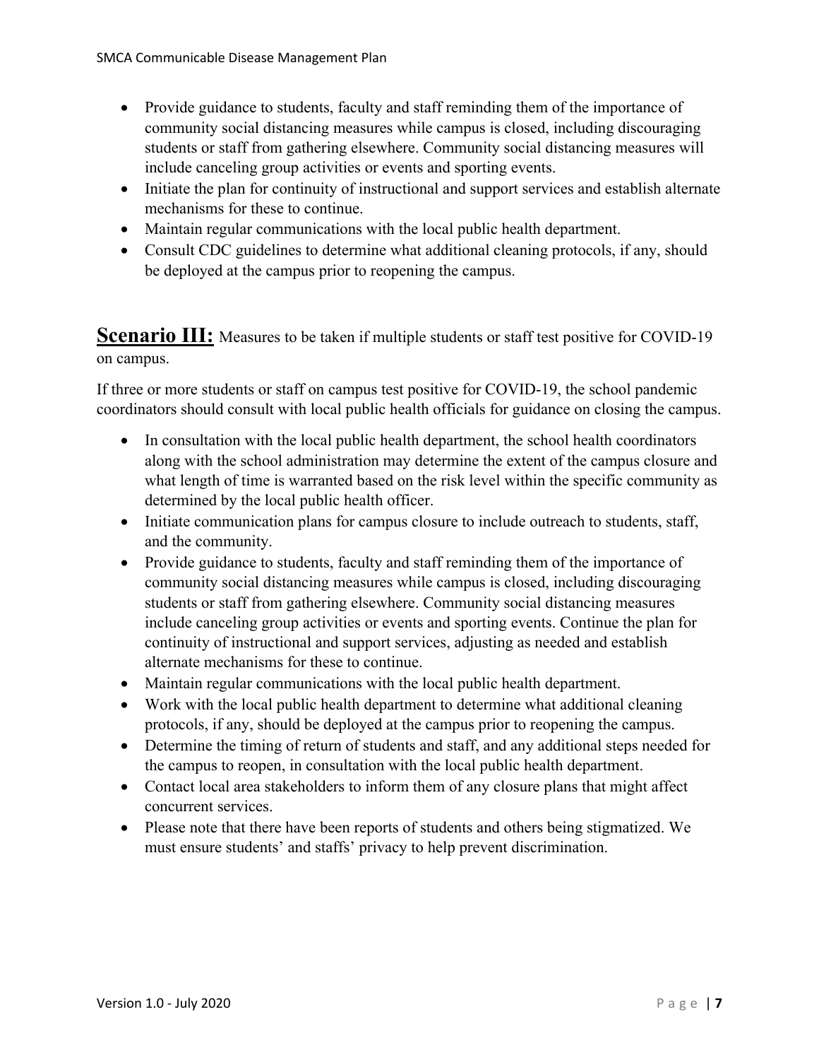- Provide guidance to students, faculty and staff reminding them of the importance of community social distancing measures while campus is closed, including discouraging students or staff from gathering elsewhere. Community social distancing measures will include canceling group activities or events and sporting events.
- Initiate the plan for continuity of instructional and support services and establish alternate mechanisms for these to continue.
- Maintain regular communications with the local public health department.
- Consult CDC guidelines to determine what additional cleaning protocols, if any, should be deployed at the campus prior to reopening the campus.

## **Scenario III:** Measures to be taken if multiple students or staff test positive for COVID-19 on campus.

If three or more students or staff on campus test positive for COVID-19, the school pandemic coordinators should consult with local public health officials for guidance on closing the campus.

- In consultation with the local public health department, the school health coordinators along with the school administration may determine the extent of the campus closure and what length of time is warranted based on the risk level within the specific community as determined by the local public health officer.
- Initiate communication plans for campus closure to include outreach to students, staff, and the community.
- Provide guidance to students, faculty and staff reminding them of the importance of community social distancing measures while campus is closed, including discouraging students or staff from gathering elsewhere. Community social distancing measures include canceling group activities or events and sporting events. Continue the plan for continuity of instructional and support services, adjusting as needed and establish alternate mechanisms for these to continue.
- Maintain regular communications with the local public health department.
- Work with the local public health department to determine what additional cleaning protocols, if any, should be deployed at the campus prior to reopening the campus.
- Determine the timing of return of students and staff, and any additional steps needed for the campus to reopen, in consultation with the local public health department.
- Contact local area stakeholders to inform them of any closure plans that might affect concurrent services.
- Please note that there have been reports of students and others being stigmatized. We must ensure students' and staffs' privacy to help prevent discrimination.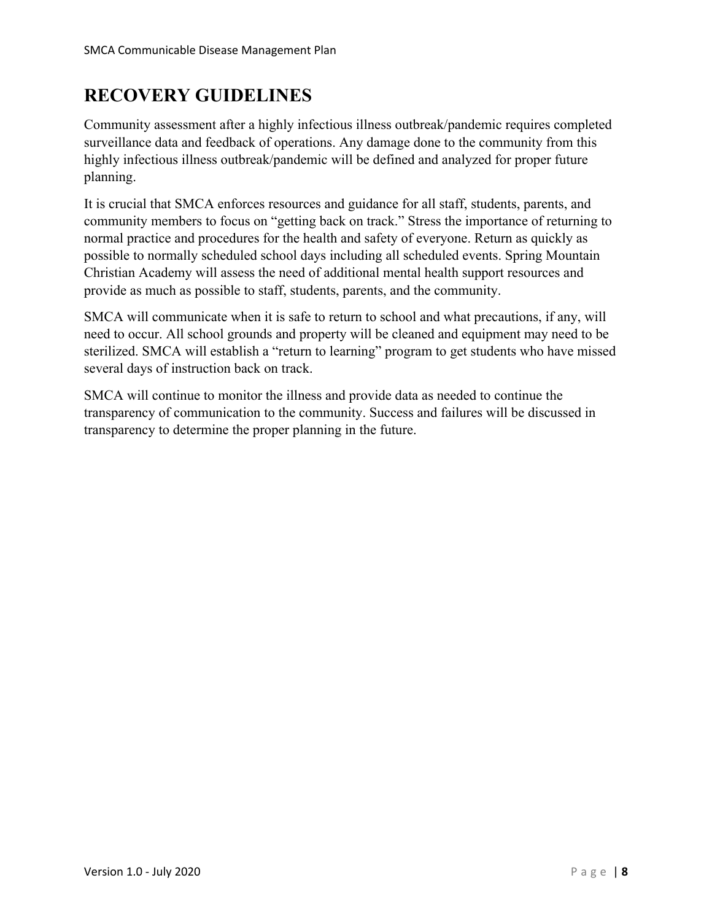# RECOVERY GUIDELINES

Community assessment after a highly infectious illness outbreak/pandemic requires completed surveillance data and feedback of operations. Any damage done to the community from this highly infectious illness outbreak/pandemic will be defined and analyzed for proper future planning.

It is crucial that SMCA enforces resources and guidance for all staff, students, parents, and community members to focus on "getting back on track." Stress the importance of returning to normal practice and procedures for the health and safety of everyone. Return as quickly as possible to normally scheduled school days including all scheduled events. Spring Mountain Christian Academy will assess the need of additional mental health support resources and provide as much as possible to staff, students, parents, and the community.

SMCA will communicate when it is safe to return to school and what precautions, if any, will need to occur. All school grounds and property will be cleaned and equipment may need to be sterilized. SMCA will establish a "return to learning" program to get students who have missed several days of instruction back on track.

SMCA will continue to monitor the illness and provide data as needed to continue the transparency of communication to the community. Success and failures will be discussed in transparency to determine the proper planning in the future.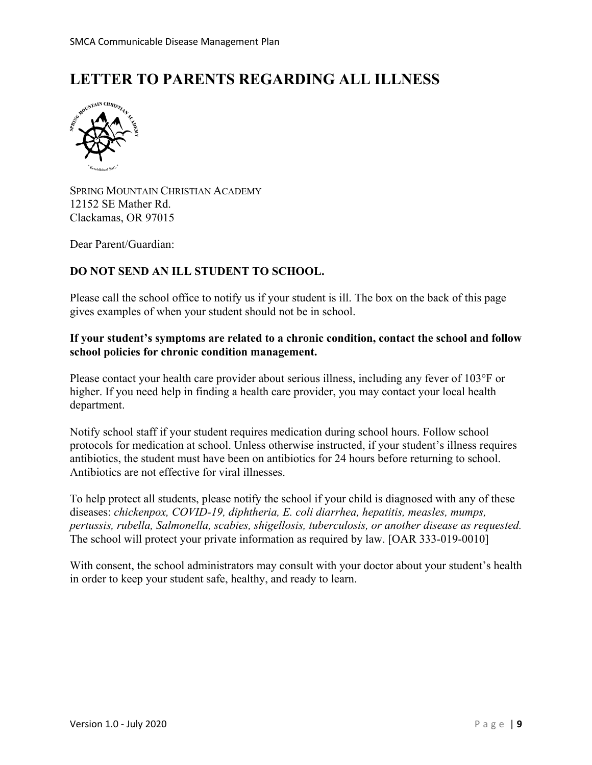# LETTER TO PARENTS REGARDING ALL ILLNESS

SPRING MOUNTAIN CHRISTIAN ACADEMY
12152 SE Mather Rd.
Clackamas, OR 97015

Dear Parent/Guardian:

**DO NOT SEND AN ILL STUDENT TO SCHOOL.**

Please call the school office to notify us if your student is ill. The box on the back of this page gives examples of when your student should not be in school.

**If your student's symptoms are related to a chronic condition, contact the school and follow school policies for chronic condition management.**

Please contact your health care provider about serious illness, including any fever of 103°F or higher. If you need help in finding a health care provider, you may contact your local health department.

Notify school staff if your student requires medication during school hours. Follow school protocols for medication at school. Unless otherwise instructed, if your student's illness requires antibiotics, the student must have been on antibiotics for 24 hours before returning to school. Antibiotics are not effective for viral illnesses.

To help protect all students, please notify the school if your child is diagnosed with any of these diseases: *chickenpox, COVID-19, diphtheria, E. coli diarrhea, hepatitis, measles, mumps, pertussis, rubella, Salmonella, scabies, shigellosis, tuberculosis, or another disease as requested.* The school will protect your private information as required by law. [OAR 333-019-0010]

With consent, the school administrators may consult with your doctor about your student's health in order to keep your student safe, healthy, and ready to learn.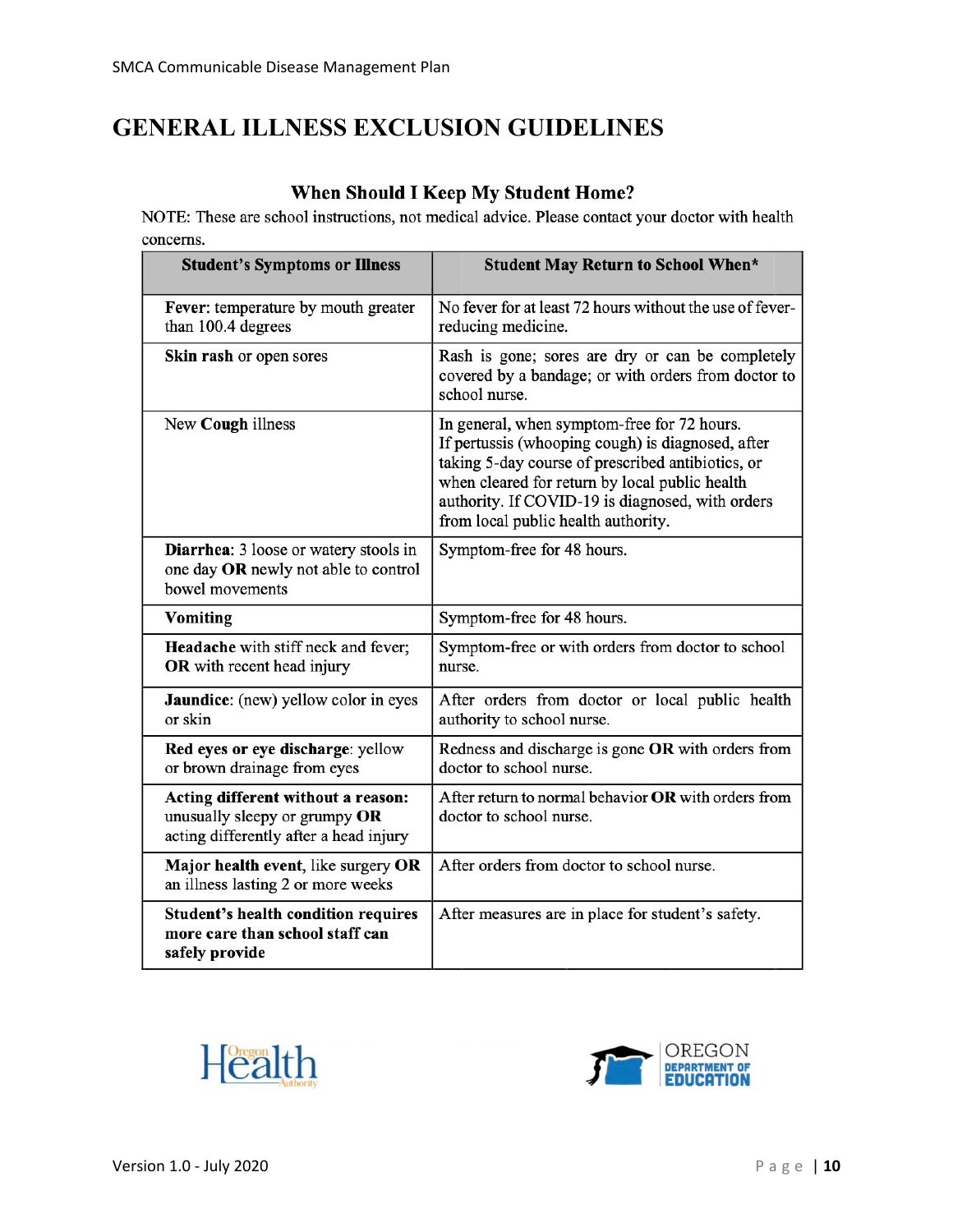# GENERAL ILLNESS EXCLUSION GUIDELINES

## When Should I Keep My Student Home?

NOTE: These are school instructions, not medical advice. Please contact your doctor with health concerns.

| Student's Symptoms or Illness | Student May Return to School When* |
|---|---|
| **Fever**: temperature by mouth greater than 100.4 degrees | No fever for at least 72 hours without the use of fever-reducing medicine. |
| **Skin rash** or open sores | Rash is gone; sores are dry or can be completely covered by a bandage; or with orders from doctor to school nurse. |
| New **Cough** illness | In general, when symptom-free for 72 hours. If pertussis (whooping cough) is diagnosed, after taking 5-day course of prescribed antibiotics, or when cleared for return by local public health authority. If COVID-19 is diagnosed, with orders from local public health authority. |
| **Diarrhea**: 3 loose or watery stools in one day **OR** newly not able to control bowel movements | Symptom-free for 48 hours. |
| **Vomiting** | Symptom-free for 48 hours. |
| **Headache** with stiff neck and fever; **OR** with recent head injury | Symptom-free or with orders from doctor to school nurse. |
| **Jaundice**: (new) yellow color in eyes or skin | After orders from doctor or local public health authority to school nurse. |
| **Red eyes or eye discharge**: yellow or brown drainage from eyes | Redness and discharge is gone **OR** with orders from doctor to school nurse. |
| **Acting different without a reason:** unusually sleepy or grumpy **OR** acting differently after a head injury | After return to normal behavior **OR** with orders from doctor to school nurse. |
| **Major health event**, like surgery **OR** an illness lasting 2 or more weeks | After orders from doctor to school nurse. |
| **Student's health condition requires more care than school staff can safely provide** | After measures are in place for student's safety. |

Oregon Health Authority

OREGON DEPARTMENT OF EDUCATION

Version 1.0 - July 2020